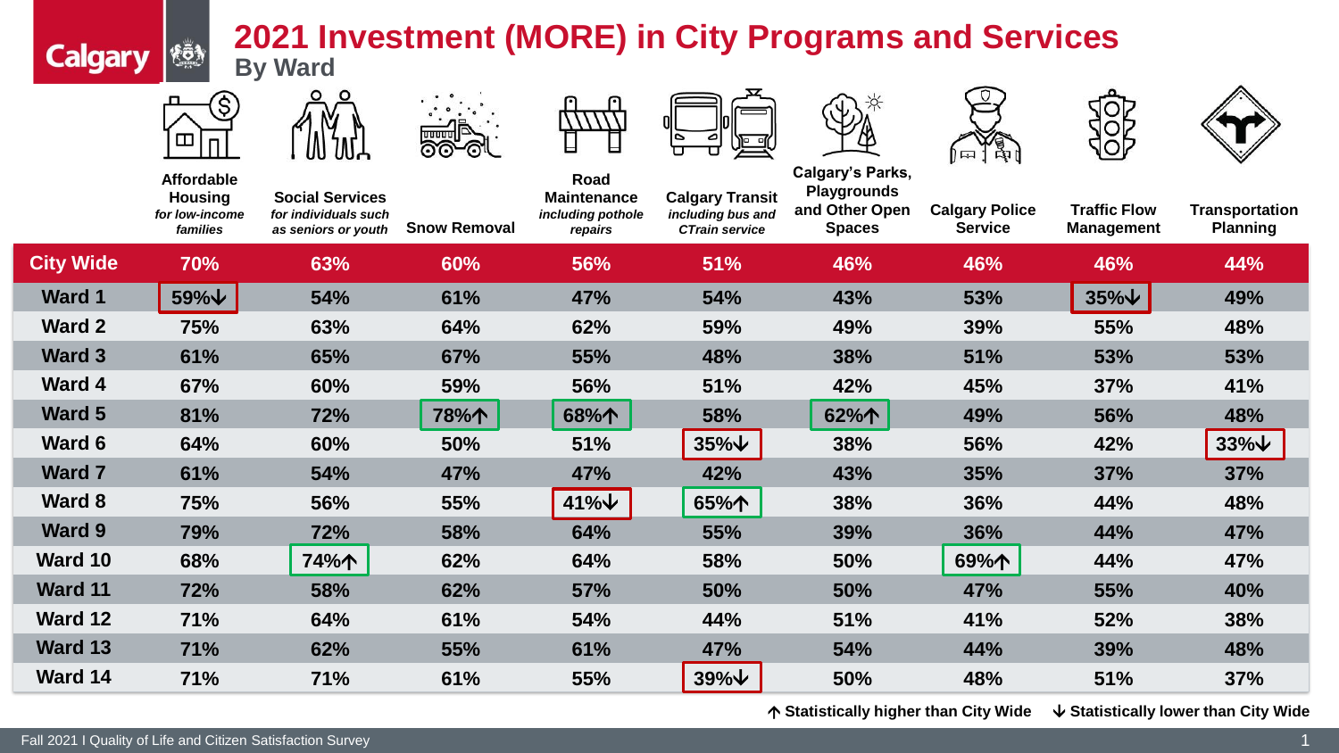# 2021 Investment (MORE) in City Programs and Services

## By Ward

| | Affordable Housing *for low-income families* | Social Services *for individuals such as seniors or youth* | Snow Removal | Road Maintenance *including pothole repairs* | Calgary Transit *including bus and CTrain service* | Calgary's Parks, Playgrounds and Other Open Spaces | Calgary Police Service | Traffic Flow Management | Transportation Planning |
|---|---|---|---|---|---|---|---|---|---|
| **City Wide** | 70% | 63% | 60% | 56% | 51% | 46% | 46% | 46% | 44% |
| **Ward 1** | 59%↓ | 54% | 61% | 47% | 54% | 43% | 53% | 35%↓ | 49% |
| **Ward 2** | 75% | 63% | 64% | 62% | 59% | 49% | 39% | 55% | 48% |
| **Ward 3** | 61% | 65% | 67% | 55% | 48% | 38% | 51% | 53% | 53% |
| **Ward 4** | 67% | 60% | 59% | 56% | 51% | 42% | 45% | 37% | 41% |
| **Ward 5** | 81% | 72% | 78%↑ | 68%↑ | 58% | 62%↑ | 49% | 56% | 48% |
| **Ward 6** | 64% | 60% | 50% | 51% | 35%↓ | 38% | 56% | 42% | 33%↓ |
| **Ward 7** | 61% | 54% | 47% | 47% | 42% | 43% | 35% | 37% | 37% |
| **Ward 8** | 75% | 56% | 55% | 41%↓ | 65%↑ | 38% | 36% | 44% | 48% |
| **Ward 9** | 79% | 72% | 58% | 64% | 55% | 39% | 36% | 44% | 47% |
| **Ward 10** | 68% | 74%↑ | 62% | 64% | 58% | 50% | 69%↑ | 44% | 47% |
| **Ward 11** | 72% | 58% | 62% | 57% | 50% | 50% | 47% | 55% | 40% |
| **Ward 12** | 71% | 64% | 61% | 54% | 44% | 51% | 41% | 52% | 38% |
| **Ward 13** | 71% | 62% | 55% | 61% | 47% | 54% | 44% | 39% | 48% |
| **Ward 14** | 71% | 71% | 61% | 55% | 39%↓ | 50% | 48% | 51% | 37% |

↑ Statistically higher than City Wide ↓ Statistically lower than City Wide

Fall 2021 I Quality of Life and Citizen Satisfaction Survey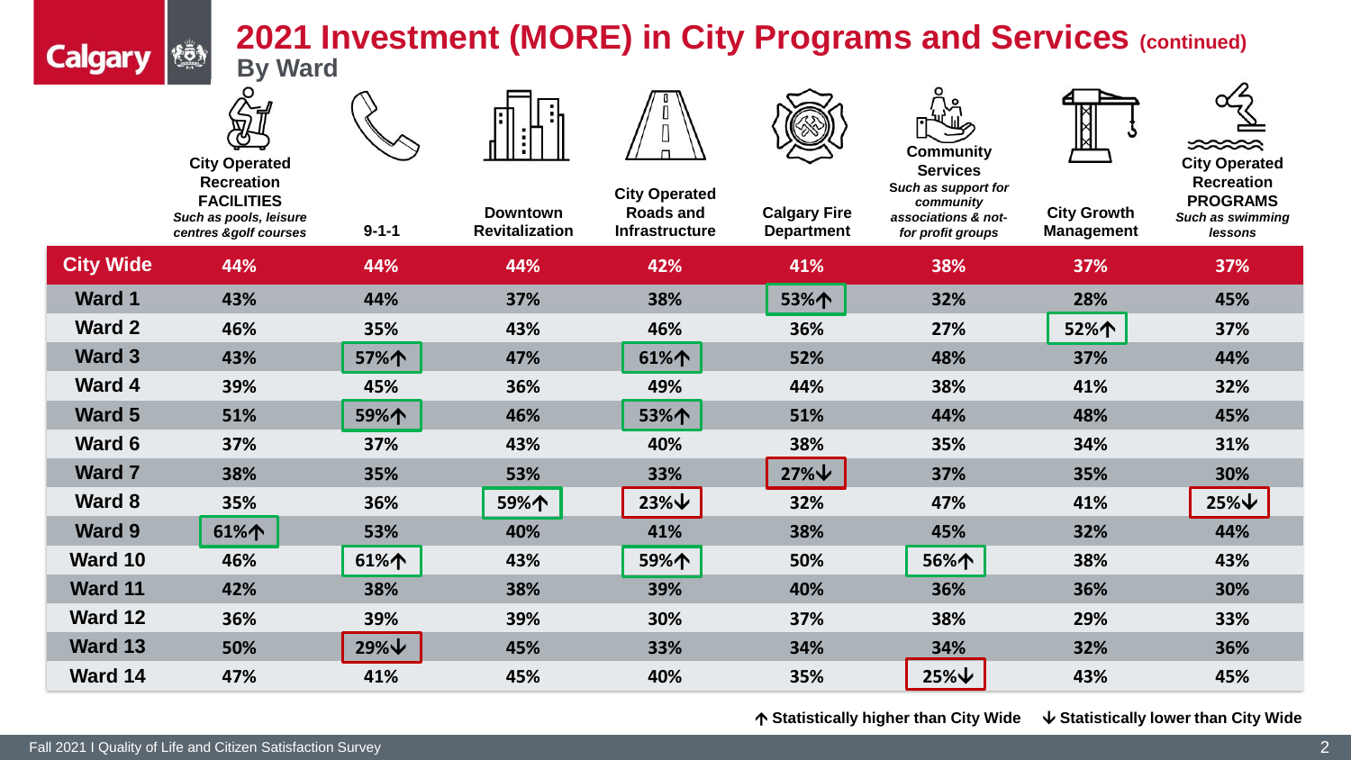# 2021 Investment (MORE) in City Programs and Services (continued)

## By Ward

| | City Operated Recreation FACILITIES *Such as pools, leisure centres &golf courses* | 9-1-1 | Downtown Revitalization | City Operated Roads and Infrastructure | Calgary Fire Department | Community Services *Such as support for community associations & not-for profit groups* | City Growth Management | City Operated Recreation PROGRAMS *Such as swimming lessons* |
|---|---|---|---|---|---|---|---|---|
| **City Wide** | 44% | 44% | 44% | 42% | 41% | 38% | 37% | 37% |
| **Ward 1** | 43% | 44% | 37% | 38% | 53%↑ | 32% | 28% | 45% |
| **Ward 2** | 46% | 35% | 43% | 46% | 36% | 27% | 52%↑ | 37% |
| **Ward 3** | 43% | 57%↑ | 47% | 61%↑ | 52% | 48% | 37% | 44% |
| **Ward 4** | 39% | 45% | 36% | 49% | 44% | 38% | 41% | 32% |
| **Ward 5** | 51% | 59%↑ | 46% | 53%↑ | 51% | 44% | 48% | 45% |
| **Ward 6** | 37% | 37% | 43% | 40% | 38% | 35% | 34% | 31% |
| **Ward 7** | 38% | 35% | 53% | 33% | 27%↓ | 37% | 35% | 30% |
| **Ward 8** | 35% | 36% | 59%↑ | 23%↓ | 32% | 47% | 41% | 25%↓ |
| **Ward 9** | 61%↑ | 53% | 40% | 41% | 38% | 45% | 32% | 44% |
| **Ward 10** | 46% | 61%↑ | 43% | 59%↑ | 50% | 56%↑ | 38% | 43% |
| **Ward 11** | 42% | 38% | 38% | 39% | 40% | 36% | 36% | 30% |
| **Ward 12** | 36% | 39% | 39% | 30% | 37% | 38% | 29% | 33% |
| **Ward 13** | 50% | 29%↓ | 45% | 33% | 34% | 34% | 32% | 36% |
| **Ward 14** | 47% | 41% | 45% | 40% | 35% | 25%↓ | 43% | 45% |

↑ Statistically higher than City Wide ↓ Statistically lower than City Wide

Fall 2021 I Quality of Life and Citizen Satisfaction Survey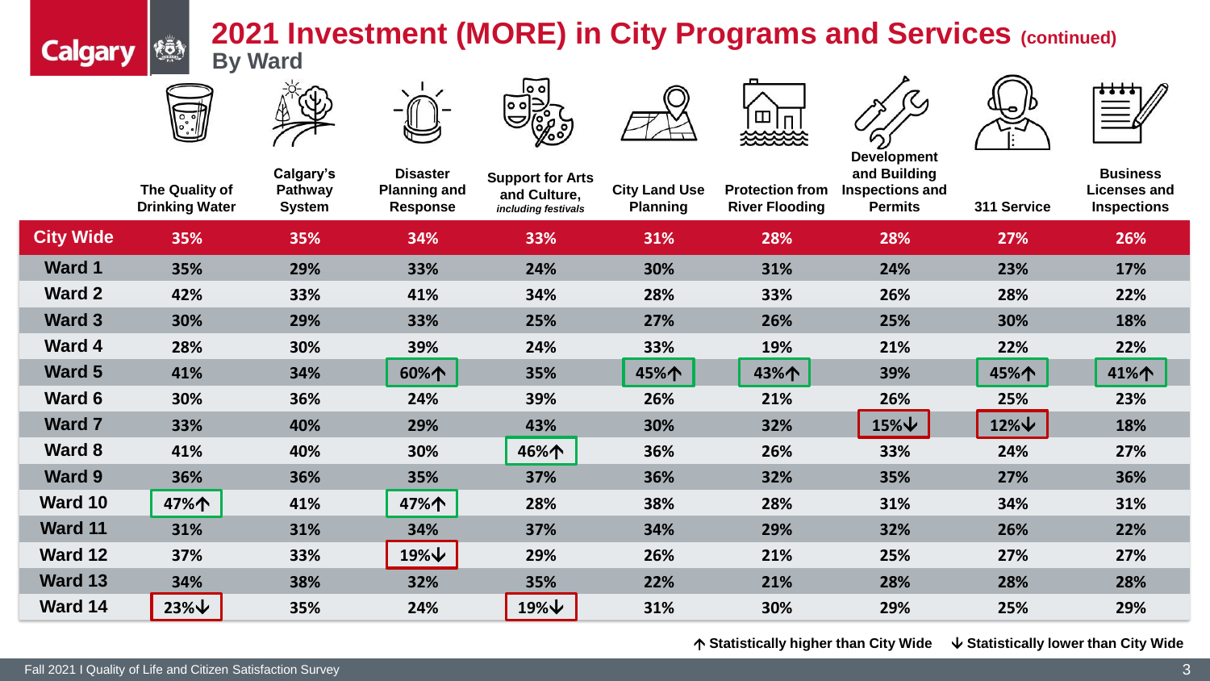# 2021 Investment (MORE) in City Programs and Services (continued)

## By Ward

| | The Quality of Drinking Water | Calgary's Pathway System | Disaster Planning and Response | Support for Arts and Culture, *including festivals* | City Land Use Planning | Protection from River Flooding | Development and Building Inspections and Permits | 311 Service | Business Licenses and Inspections |
|---|---|---|---|---|---|---|---|---|---|
| **City Wide** | 35% | 35% | 34% | 33% | 31% | 28% | 28% | 27% | 26% |
| **Ward 1** | 35% | 29% | 33% | 24% | 30% | 31% | 24% | 23% | 17% |
| **Ward 2** | 42% | 33% | 41% | 34% | 28% | 33% | 26% | 28% | 22% |
| **Ward 3** | 30% | 29% | 33% | 25% | 27% | 26% | 25% | 30% | 18% |
| **Ward 4** | 28% | 30% | 39% | 24% | 33% | 19% | 21% | 22% | 22% |
| **Ward 5** | 41% | 34% | 60%↑ | 35% | 45%↑ | 43%↑ | 39% | 45%↑ | 41%↑ |
| **Ward 6** | 30% | 36% | 24% | 39% | 26% | 21% | 26% | 25% | 23% |
| **Ward 7** | 33% | 40% | 29% | 43% | 30% | 32% | 15%↓ | 12%↓ | 18% |
| **Ward 8** | 41% | 40% | 30% | 46%↑ | 36% | 26% | 33% | 24% | 27% |
| **Ward 9** | 36% | 36% | 35% | 37% | 36% | 32% | 35% | 27% | 36% |
| **Ward 10** | 47%↑ | 41% | 47%↑ | 28% | 38% | 28% | 31% | 34% | 31% |
| **Ward 11** | 31% | 31% | 34% | 37% | 34% | 29% | 32% | 26% | 22% |
| **Ward 12** | 37% | 33% | 19%↓ | 29% | 26% | 21% | 25% | 27% | 27% |
| **Ward 13** | 34% | 38% | 32% | 35% | 22% | 21% | 28% | 28% | 28% |
| **Ward 14** | 23%↓ | 35% | 24% | 19%↓ | 31% | 30% | 29% | 25% | 29% |

↑ Statistically higher than City Wide ↓ Statistically lower than City Wide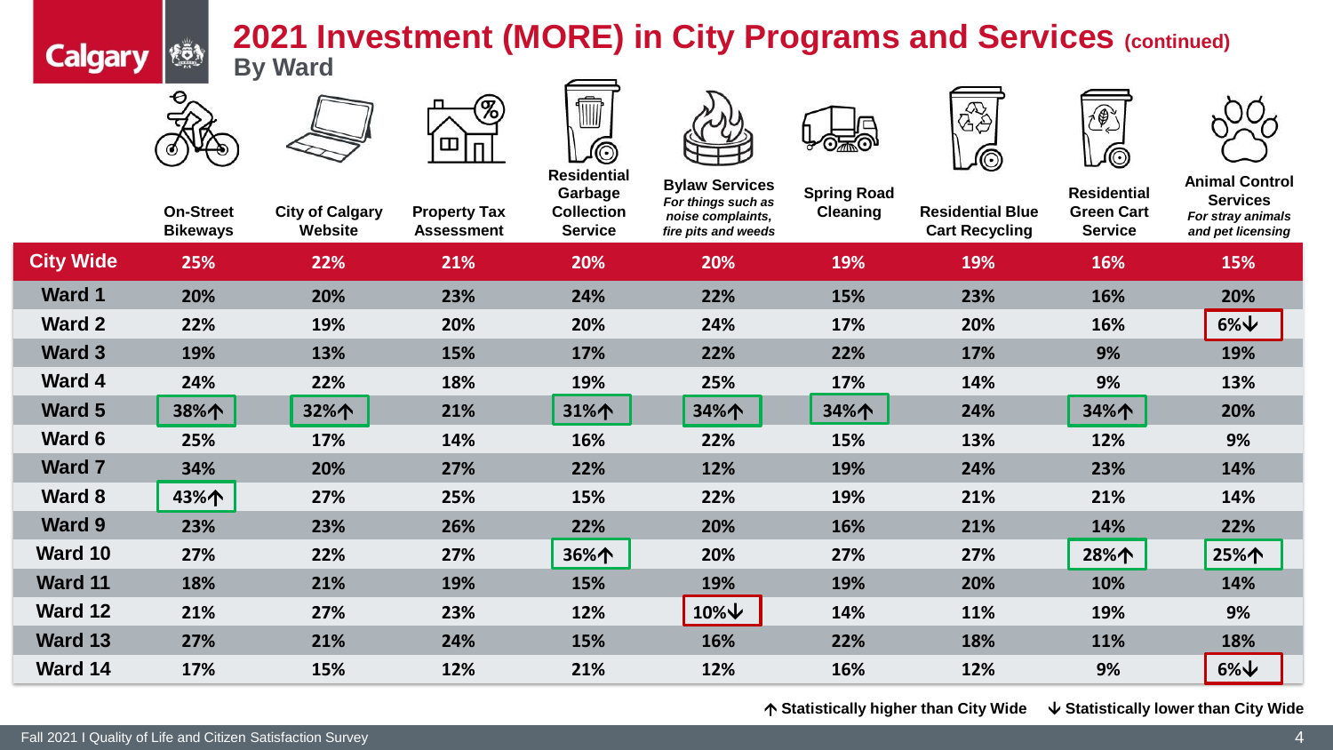# 2021 Investment (MORE) in City Programs and Services (continued)

## By Ward

| | On-Street Bikeways | City of Calgary Website | Property Tax Assessment | Residential Garbage Collection Service | Bylaw Services *For things such as noise complaints, fire pits and weeds* | Spring Road Cleaning | Residential Blue Cart Recycling | Residential Green Cart Service | Animal Control Services *For stray animals and pet licensing* |
|---|---|---|---|---|---|---|---|---|---|
| **City Wide** | 25% | 22% | 21% | 20% | 20% | 19% | 19% | 16% | 15% |
| **Ward 1** | 20% | 20% | 23% | 24% | 22% | 15% | 23% | 16% | 20% |
| **Ward 2** | 22% | 19% | 20% | 20% | 24% | 17% | 20% | 16% | 6%↓ |
| **Ward 3** | 19% | 13% | 15% | 17% | 22% | 22% | 17% | 9% | 19% |
| **Ward 4** | 24% | 22% | 18% | 19% | 25% | 17% | 14% | 9% | 13% |
| **Ward 5** | 38%↑ | 32%↑ | 21% | 31%↑ | 34%↑ | 34%↑ | 24% | 34%↑ | 20% |
| **Ward 6** | 25% | 17% | 14% | 16% | 22% | 15% | 13% | 12% | 9% |
| **Ward 7** | 34% | 20% | 27% | 22% | 12% | 19% | 24% | 23% | 14% |
| **Ward 8** | 43%↑ | 27% | 25% | 15% | 22% | 19% | 21% | 21% | 14% |
| **Ward 9** | 23% | 23% | 26% | 22% | 20% | 16% | 21% | 14% | 22% |
| **Ward 10** | 27% | 22% | 27% | 36%↑ | 20% | 27% | 27% | 28%↑ | 25%↑ |
| **Ward 11** | 18% | 21% | 19% | 15% | 19% | 19% | 20% | 10% | 14% |
| **Ward 12** | 21% | 27% | 23% | 12% | 10%↓ | 14% | 11% | 19% | 9% |
| **Ward 13** | 27% | 21% | 24% | 15% | 16% | 22% | 18% | 11% | 18% |
| **Ward 14** | 17% | 15% | 12% | 21% | 12% | 16% | 12% | 9% | 6%↓ |

↑ Statistically higher than City Wide ↓ Statistically lower than City Wide

Fall 2021 I Quality of Life and Citizen Satisfaction Survey